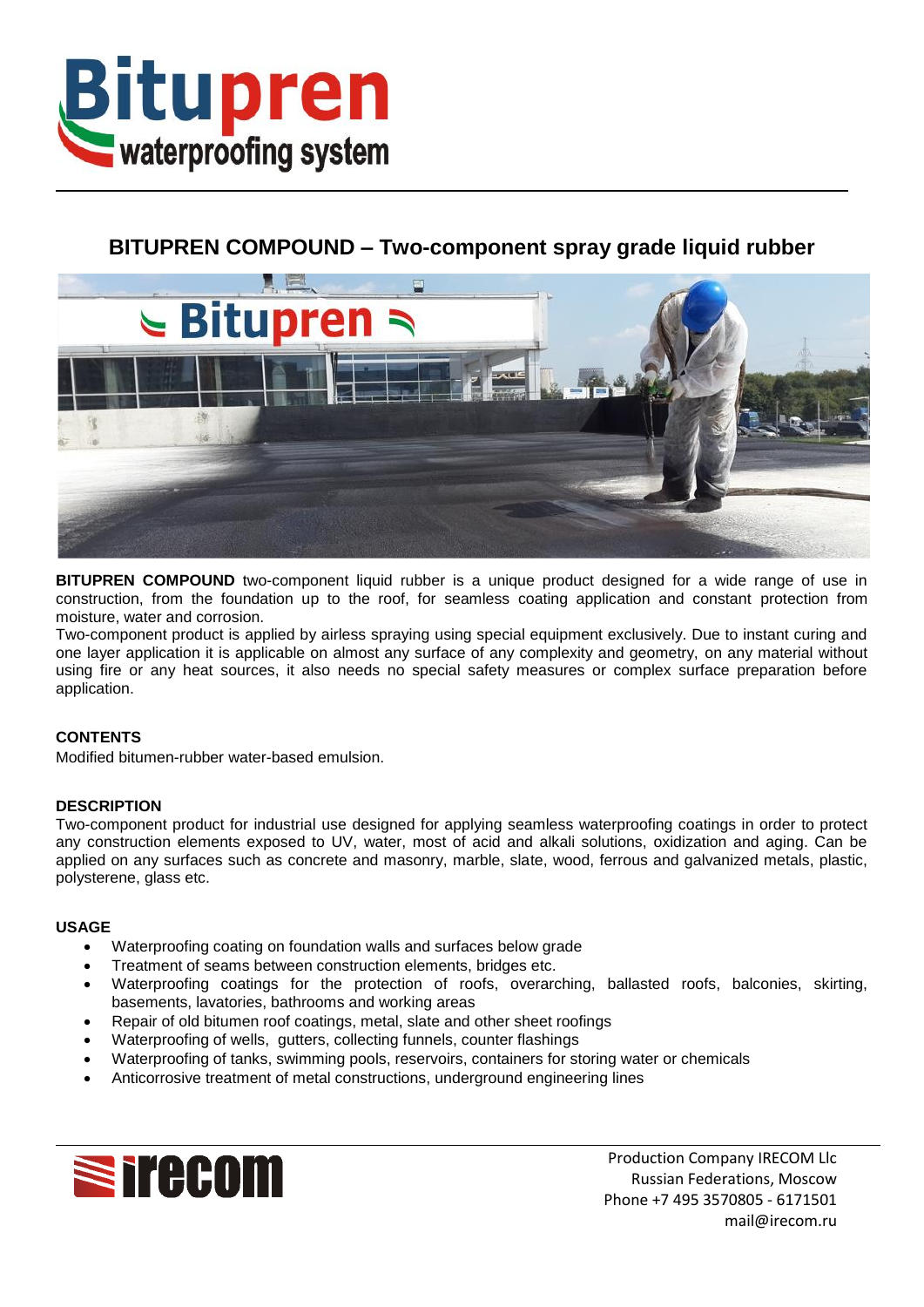# Bitupren waterproofing system

## BITUPREN COMPOUND – Two-component spray grade liquid rubber

**BITUPREN COMPOUND** two-component liquid rubber is a unique product designed for a wide range of use in construction, from the foundation up to the roof, for seamless coating application and constant protection from moisture, water and corrosion.

Two-component product is applied by airless spraying using special equipment exclusively. Due to instant curing and one layer application it is applicable on almost any surface of any complexity and geometry, on any material without using fire or any heat sources, it also needs no special safety measures or complex surface preparation before application.

### CONTENTS

Modified bitumen-rubber water-based emulsion.

### DESCRIPTION

Two-component product for industrial use designed for applying seamless waterproofing coatings in order to protect any construction elements exposed to UV, water, most of acid and alkali solutions, oxidization and aging. Can be applied on any surfaces such as concrete and masonry, marble, slate, wood, ferrous and galvanized metals, plastic, polysterene, glass etc.

### USAGE

- Waterproofing coating on foundation walls and surfaces below grade
- Treatment of seams between construction elements, bridges etc.
- Waterproofing coatings for the protection of roofs, overarching, ballasted roofs, balconies, skirting, basements, lavatories, bathrooms and working areas
- Repair of old bitumen roof coatings, metal, slate and other sheet roofings
- Waterproofing of wells, gutters, collecting funnels, counter flashings
- Waterproofing of tanks, swimming pools, reservoirs, containers for storing water or chemicals
- Anticorrosive treatment of metal constructions, underground engineering lines

irecom

Production Company IRECOM Llc
Russian Federations, Moscow
Phone +7 495 3570805 - 6171501
mail@irecom.ru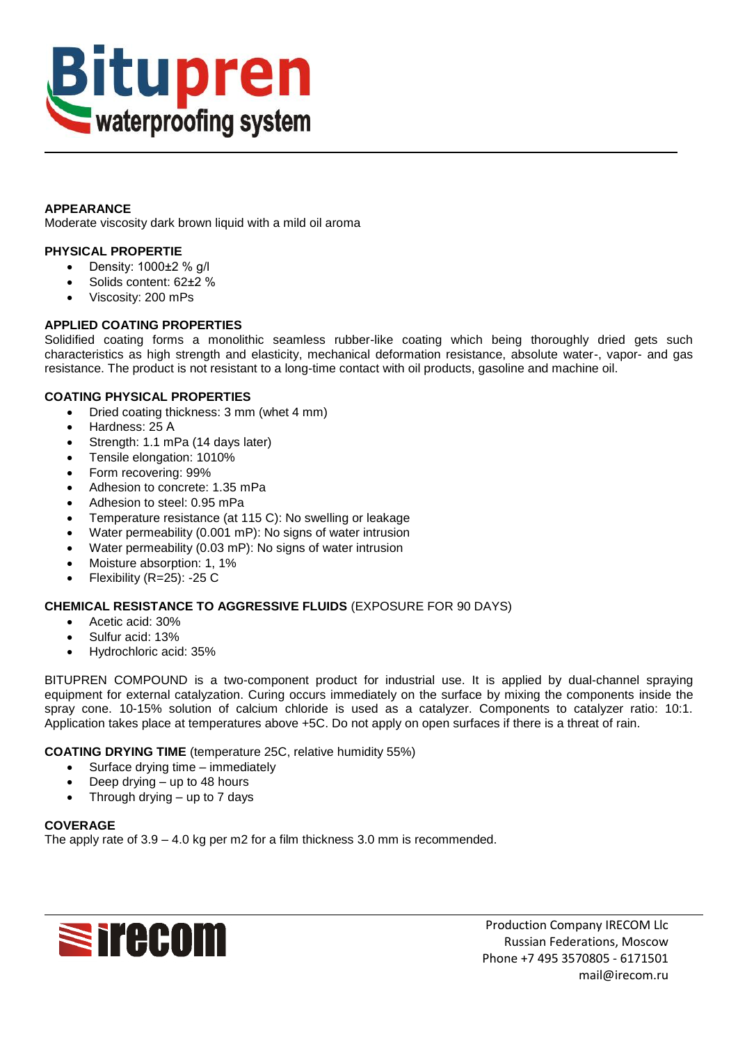**Bitupren**
**waterproofing system**

---

**APPEARANCE**
Moderate viscosity dark brown liquid with a mild oil aroma

**PHYSICAL PROPERTIE**

- Density: 1000±2 % g/l
- Solids content: 62±2 %
- Viscosity: 200 mPs

**APPLIED COATING PROPERTIES**
Solidified coating forms a monolithic seamless rubber-like coating which being thoroughly dried gets such characteristics as high strength and elasticity, mechanical deformation resistance, absolute water-, vapor- and gas resistance. The product is not resistant to a long-time contact with oil products, gasoline and machine oil.

**COATING PHYSICAL PROPERTIES**

- Dried coating thickness: 3 mm (whet 4 mm)
- Hardness: 25 A
- Strength: 1.1 mPa (14 days later)
- Tensile elongation: 1010%
- Form recovering: 99%
- Adhesion to concrete: 1.35 mPa
- Adhesion to steel: 0.95 mPa
- Temperature resistance (at 115 C): No swelling or leakage
- Water permeability (0.001 mP): No signs of water intrusion
- Water permeability (0.03 mP): No signs of water intrusion
- Moisture absorption: 1, 1%
- Flexibility (R=25): -25 C

**CHEMICAL RESISTANCE TO AGGRESSIVE FLUIDS** (EXPOSURE FOR 90 DAYS)

- Acetic acid: 30%
- Sulfur acid: 13%
- Hydrochloric acid: 35%

BITUPREN COMPOUND is a two-component product for industrial use. It is applied by dual-channel spraying equipment for external catalyzation. Curing occurs immediately on the surface by mixing the components inside the spray cone. 10-15% solution of calcium chloride is used as a catalyzer. Components to catalyzer ratio: 10:1. Application takes place at temperatures above +5C. Do not apply on open surfaces if there is a threat of rain.

**COATING DRYING TIME** (temperature 25C, relative humidity 55%)

- Surface drying time – immediately
- Deep drying – up to 48 hours
- Through drying – up to 7 days

**COVERAGE**
The apply rate of 3.9 – 4.0 kg per m2 for a film thickness 3.0 mm is recommended.

---

**irecom**

Production Company IRECOM Llc
Russian Federations, Moscow
Phone +7 495 3570805 - 6171501
mail@irecom.ru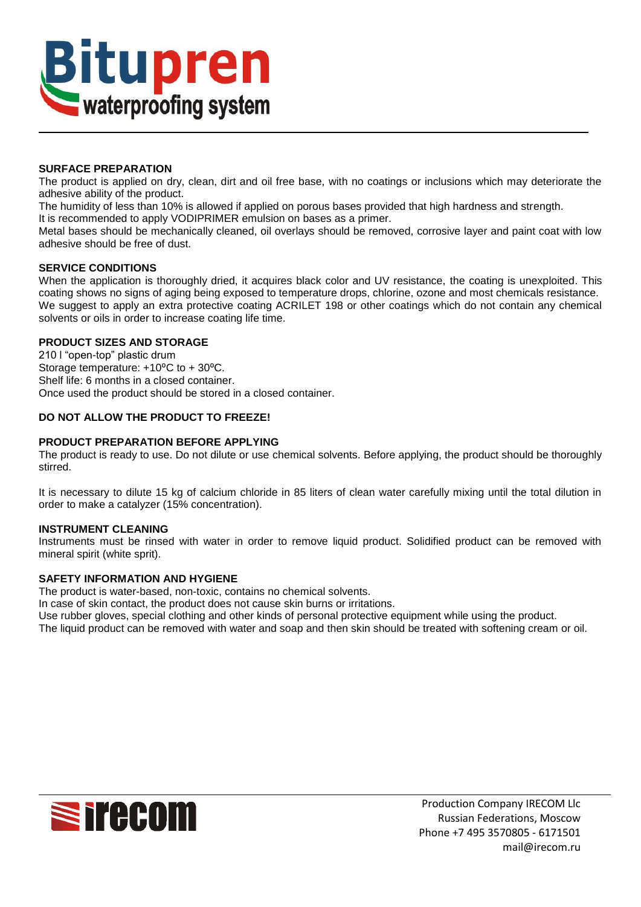**Bitupren**
**waterproofing system**

## SURFACE PREPARATION

The product is applied on dry, clean, dirt and oil free base, with no coatings or inclusions which may deteriorate the adhesive ability of the product.
The humidity of less than 10% is allowed if applied on porous bases provided that high hardness and strength.
It is recommended to apply VODIPRIMER emulsion on bases as a primer.
Metal bases should be mechanically cleaned, oil overlays should be removed, corrosive layer and paint coat with low adhesive should be free of dust.

## SERVICE CONDITIONS

When the application is thoroughly dried, it acquires black color and UV resistance, the coating is unexploited. This coating shows no signs of aging being exposed to temperature drops, chlorine, ozone and most chemicals resistance.
We suggest to apply an extra protective coating ACRILET 198 or other coatings which do not contain any chemical solvents or oils in order to increase coating life time.

## PRODUCT SIZES AND STORAGE

210 l "open-top" plastic drum
Storage temperature: +10⁰C to + 30⁰C.
Shelf life: 6 months in a closed container.
Once used the product should be stored in a closed container.

## DO NOT ALLOW THE PRODUCT TO FREEZE!

## PRODUCT PREPARATION BEFORE APPLYING

The product is ready to use. Do not dilute or use chemical solvents. Before applying, the product should be thoroughly stirred.

It is necessary to dilute 15 kg of calcium chloride in 85 liters of clean water carefully mixing until the total dilution in order to make a catalyzer (15% concentration).

## INSTRUMENT CLEANING

Instruments must be rinsed with water in order to remove liquid product. Solidified product can be removed with mineral spirit (white sprit).

## SAFETY INFORMATION AND HYGIENE

The product is water-based, non-toxic, contains no chemical solvents.
In case of skin contact, the product does not cause skin burns or irritations.
Use rubber gloves, special clothing and other kinds of personal protective equipment while using the product.
The liquid product can be removed with water and soap and then skin should be treated with softening cream or oil.

irecom

Production Company IRECOM Llc
Russian Federations, Moscow
Phone +7 495 3570805 - 6171501
mail@irecom.ru